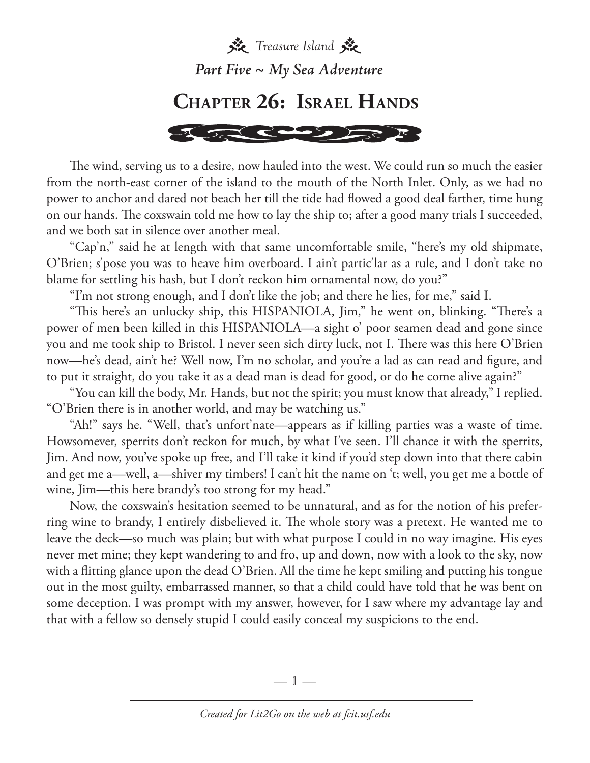*Treasure Island*

## *Part Five ~ My Sea Adventure*

# Chapter 26: Israel Hands

The wind, serving us to a desire, now hauled into the west. We could run so much the easier from the north-east corner of the island to the mouth of the North Inlet. Only, as we had no power to anchor and dared not beach her till the tide had flowed a good deal farther, time hung on our hands. The coxswain told me how to lay the ship to; after a good many trials I succeeded, and we both sat in silence over another meal.

"Cap'n," said he at length with that same uncomfortable smile, "here's my old shipmate, O'Brien; s'pose you was to heave him overboard. I ain't partic'lar as a rule, and I don't take no blame for settling his hash, but I don't reckon him ornamental now, do you?"

"I'm not strong enough, and I don't like the job; and there he lies, for me," said I.

"This here's an unlucky ship, this HISPANIOLA, Jim," he went on, blinking. "There's a power of men been killed in this HISPANIOLA—a sight o' poor seamen dead and gone since you and me took ship to Bristol. I never seen sich dirty luck, not I. There was this here O'Brien now—he's dead, ain't he? Well now, I'm no scholar, and you're a lad as can read and figure, and to put it straight, do you take it as a dead man is dead for good, or do he come alive again?"

"You can kill the body, Mr. Hands, but not the spirit; you must know that already," I replied. "O'Brien there is in another world, and may be watching us."

"Ah!" says he. "Well, that's unfort'nate—appears as if killing parties was a waste of time. Howsomever, sperrits don't reckon for much, by what I've seen. I'll chance it with the sperrits, Jim. And now, you've spoke up free, and I'll take it kind if you'd step down into that there cabin and get me a—well, a—shiver my timbers! I can't hit the name on 't; well, you get me a bottle of wine, Jim—this here brandy's too strong for my head."

Now, the coxswain's hesitation seemed to be unnatural, and as for the notion of his preferring wine to brandy, I entirely disbelieved it. The whole story was a pretext. He wanted me to leave the deck—so much was plain; but with what purpose I could in no way imagine. His eyes never met mine; they kept wandering to and fro, up and down, now with a look to the sky, now with a flitting glance upon the dead O'Brien. All the time he kept smiling and putting his tongue out in the most guilty, embarrassed manner, so that a child could have told that he was bent on some deception. I was prompt with my answer, however, for I saw where my advantage lay and that with a fellow so densely stupid I could easily conceal my suspicions to the end.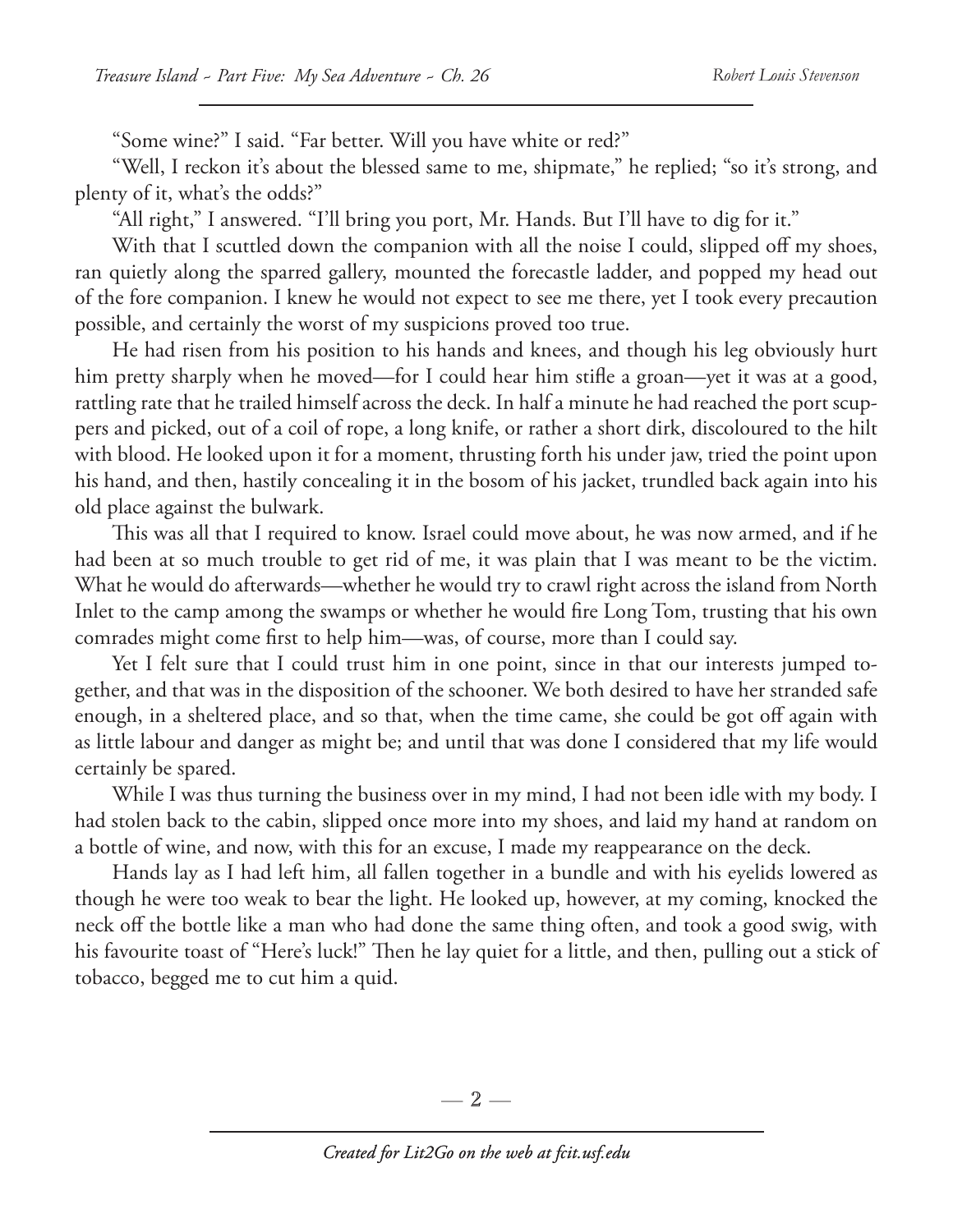"Some wine?" I said. "Far better. Will you have white or red?"

"Well, I reckon it's about the blessed same to me, shipmate," he replied; "so it's strong, and plenty of it, what's the odds?"

"All right," I answered. "I'll bring you port, Mr. Hands. But I'll have to dig for it."

With that I scuttled down the companion with all the noise I could, slipped off my shoes, ran quietly along the sparred gallery, mounted the forecastle ladder, and popped my head out of the fore companion. I knew he would not expect to see me there, yet I took every precaution possible, and certainly the worst of my suspicions proved too true.

He had risen from his position to his hands and knees, and though his leg obviously hurt him pretty sharply when he moved—for I could hear him stifle a groan—yet it was at a good, rattling rate that he trailed himself across the deck. In half a minute he had reached the port scuppers and picked, out of a coil of rope, a long knife, or rather a short dirk, discoloured to the hilt with blood. He looked upon it for a moment, thrusting forth his under jaw, tried the point upon his hand, and then, hastily concealing it in the bosom of his jacket, trundled back again into his old place against the bulwark.

This was all that I required to know. Israel could move about, he was now armed, and if he had been at so much trouble to get rid of me, it was plain that I was meant to be the victim. What he would do afterwards—whether he would try to crawl right across the island from North Inlet to the camp among the swamps or whether he would fire Long Tom, trusting that his own comrades might come first to help him—was, of course, more than I could say.

Yet I felt sure that I could trust him in one point, since in that our interests jumped together, and that was in the disposition of the schooner. We both desired to have her stranded safe enough, in a sheltered place, and so that, when the time came, she could be got off again with as little labour and danger as might be; and until that was done I considered that my life would certainly be spared.

While I was thus turning the business over in my mind, I had not been idle with my body. I had stolen back to the cabin, slipped once more into my shoes, and laid my hand at random on a bottle of wine, and now, with this for an excuse, I made my reappearance on the deck.

Hands lay as I had left him, all fallen together in a bundle and with his eyelids lowered as though he were too weak to bear the light. He looked up, however, at my coming, knocked the neck off the bottle like a man who had done the same thing often, and took a good swig, with his favourite toast of "Here's luck!" Then he lay quiet for a little, and then, pulling out a stick of tobacco, begged me to cut him a quid.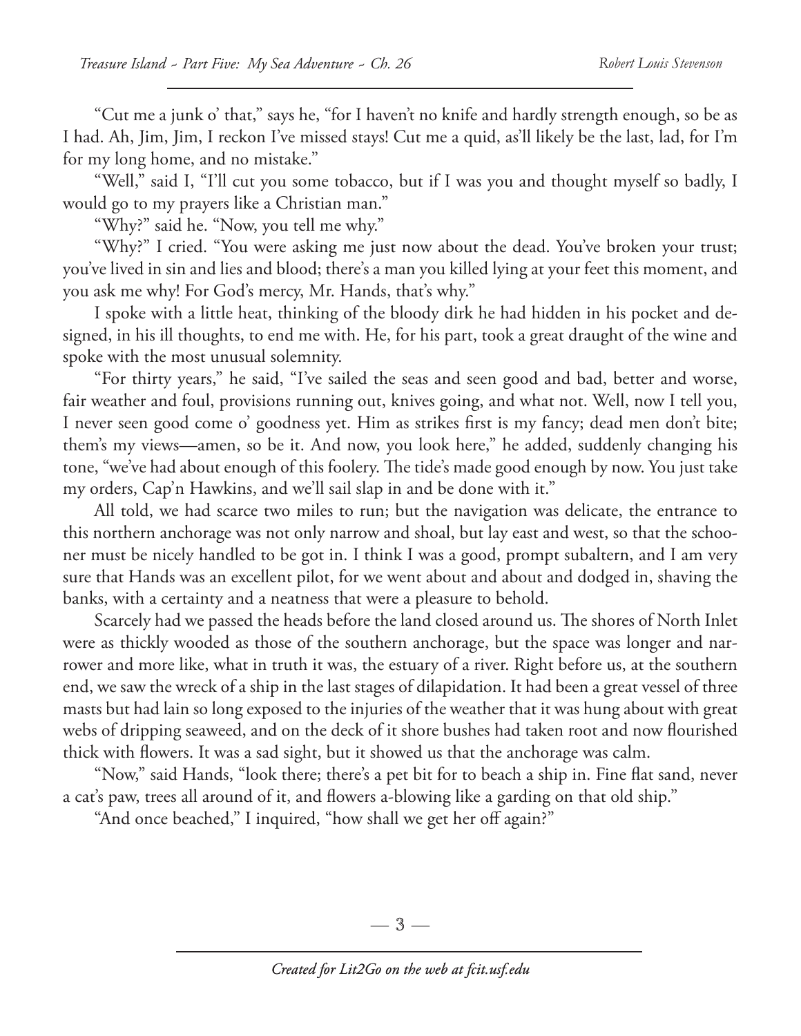"Cut me a junk o' that," says he, "for I haven't no knife and hardly strength enough, so be as I had. Ah, Jim, Jim, I reckon I've missed stays! Cut me a quid, as'll likely be the last, lad, for I'm for my long home, and no mistake."

"Well," said I, "I'll cut you some tobacco, but if I was you and thought myself so badly, I would go to my prayers like a Christian man."

"Why?" said he. "Now, you tell me why."

"Why?" I cried. "You were asking me just now about the dead. You've broken your trust; you've lived in sin and lies and blood; there's a man you killed lying at your feet this moment, and you ask me why! For God's mercy, Mr. Hands, that's why."

I spoke with a little heat, thinking of the bloody dirk he had hidden in his pocket and designed, in his ill thoughts, to end me with. He, for his part, took a great draught of the wine and spoke with the most unusual solemnity.

"For thirty years," he said, "I've sailed the seas and seen good and bad, better and worse, fair weather and foul, provisions running out, knives going, and what not. Well, now I tell you, I never seen good come o' goodness yet. Him as strikes first is my fancy; dead men don't bite; them's my views—amen, so be it. And now, you look here," he added, suddenly changing his tone, "we've had about enough of this foolery. The tide's made good enough by now. You just take my orders, Cap'n Hawkins, and we'll sail slap in and be done with it."

All told, we had scarce two miles to run; but the navigation was delicate, the entrance to this northern anchorage was not only narrow and shoal, but lay east and west, so that the schooner must be nicely handled to be got in. I think I was a good, prompt subaltern, and I am very sure that Hands was an excellent pilot, for we went about and about and dodged in, shaving the banks, with a certainty and a neatness that were a pleasure to behold.

Scarcely had we passed the heads before the land closed around us. The shores of North Inlet were as thickly wooded as those of the southern anchorage, but the space was longer and narrower and more like, what in truth it was, the estuary of a river. Right before us, at the southern end, we saw the wreck of a ship in the last stages of dilapidation. It had been a great vessel of three masts but had lain so long exposed to the injuries of the weather that it was hung about with great webs of dripping seaweed, and on the deck of it shore bushes had taken root and now flourished thick with flowers. It was a sad sight, but it showed us that the anchorage was calm.

"Now," said Hands, "look there; there's a pet bit for to beach a ship in. Fine flat sand, never a cat's paw, trees all around of it, and flowers a-blowing like a garding on that old ship."

"And once beached," I inquired, "how shall we get her off again?"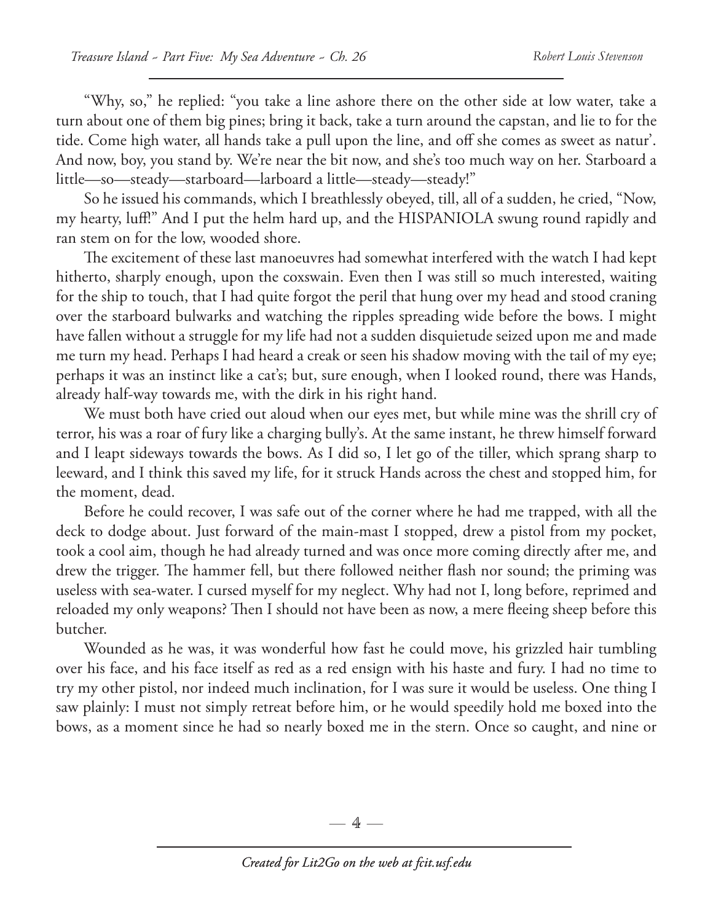"Why, so," he replied: "you take a line ashore there on the other side at low water, take a turn about one of them big pines; bring it back, take a turn around the capstan, and lie to for the tide. Come high water, all hands take a pull upon the line, and off she comes as sweet as natur'. And now, boy, you stand by. We're near the bit now, and she's too much way on her. Starboard a little—so—steady—starboard—larboard a little—steady—steady!"

So he issued his commands, which I breathlessly obeyed, till, all of a sudden, he cried, "Now, my hearty, luff!" And I put the helm hard up, and the HISPANIOLA swung round rapidly and ran stem on for the low, wooded shore.

The excitement of these last manoeuvres had somewhat interfered with the watch I had kept hitherto, sharply enough, upon the coxswain. Even then I was still so much interested, waiting for the ship to touch, that I had quite forgot the peril that hung over my head and stood craning over the starboard bulwarks and watching the ripples spreading wide before the bows. I might have fallen without a struggle for my life had not a sudden disquietude seized upon me and made me turn my head. Perhaps I had heard a creak or seen his shadow moving with the tail of my eye; perhaps it was an instinct like a cat's; but, sure enough, when I looked round, there was Hands, already half-way towards me, with the dirk in his right hand.

We must both have cried out aloud when our eyes met, but while mine was the shrill cry of terror, his was a roar of fury like a charging bully's. At the same instant, he threw himself forward and I leapt sideways towards the bows. As I did so, I let go of the tiller, which sprang sharp to leeward, and I think this saved my life, for it struck Hands across the chest and stopped him, for the moment, dead.

Before he could recover, I was safe out of the corner where he had me trapped, with all the deck to dodge about. Just forward of the main-mast I stopped, drew a pistol from my pocket, took a cool aim, though he had already turned and was once more coming directly after me, and drew the trigger. The hammer fell, but there followed neither flash nor sound; the priming was useless with sea-water. I cursed myself for my neglect. Why had not I, long before, reprimed and reloaded my only weapons? Then I should not have been as now, a mere fleeing sheep before this butcher.

Wounded as he was, it was wonderful how fast he could move, his grizzled hair tumbling over his face, and his face itself as red as a red ensign with his haste and fury. I had no time to try my other pistol, nor indeed much inclination, for I was sure it would be useless. One thing I saw plainly: I must not simply retreat before him, or he would speedily hold me boxed into the bows, as a moment since he had so nearly boxed me in the stern. Once so caught, and nine or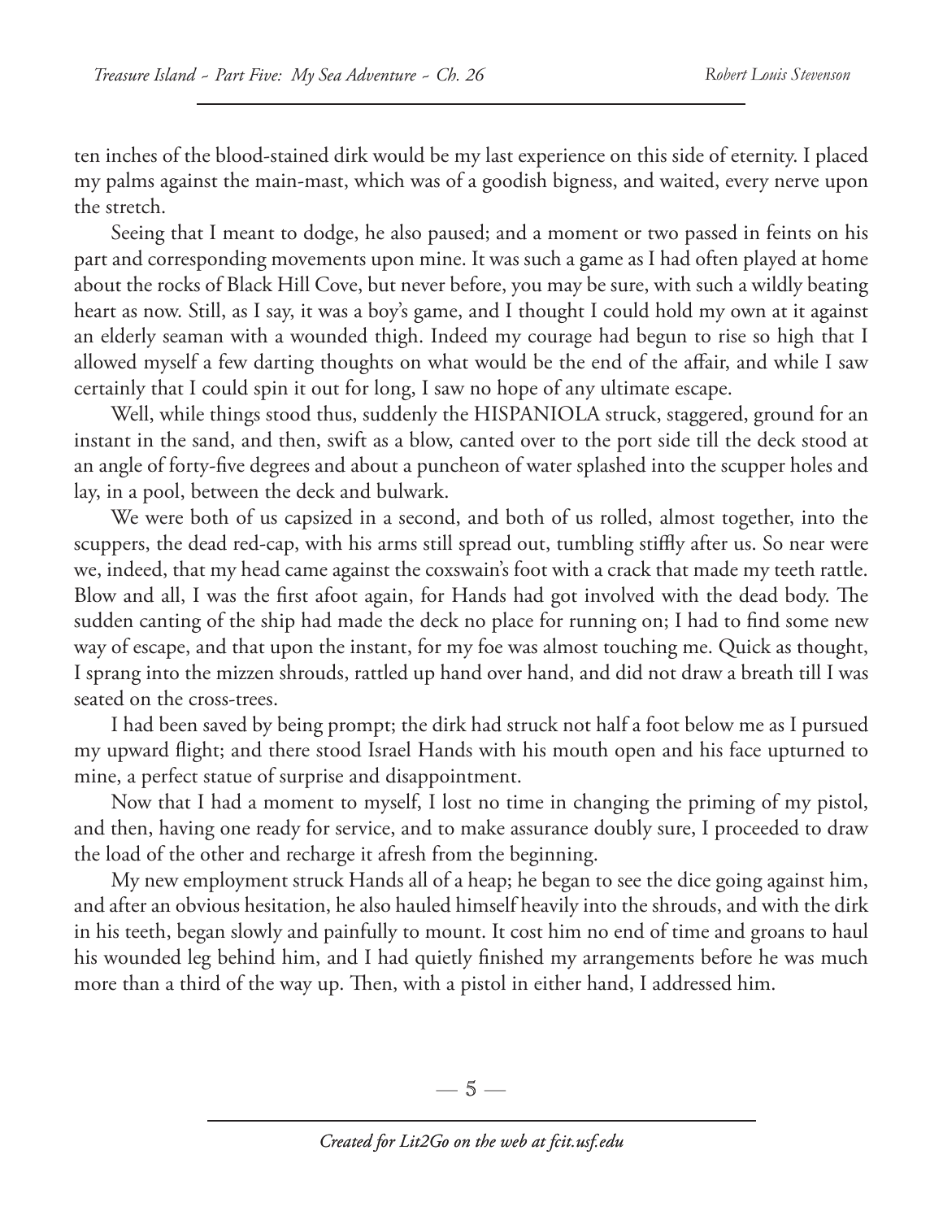ten inches of the blood-stained dirk would be my last experience on this side of eternity. I placed my palms against the main-mast, which was of a goodish bigness, and waited, every nerve upon the stretch.

Seeing that I meant to dodge, he also paused; and a moment or two passed in feints on his part and corresponding movements upon mine. It was such a game as I had often played at home about the rocks of Black Hill Cove, but never before, you may be sure, with such a wildly beating heart as now. Still, as I say, it was a boy's game, and I thought I could hold my own at it against an elderly seaman with a wounded thigh. Indeed my courage had begun to rise so high that I allowed myself a few darting thoughts on what would be the end of the affair, and while I saw certainly that I could spin it out for long, I saw no hope of any ultimate escape.

Well, while things stood thus, suddenly the HISPANIOLA struck, staggered, ground for an instant in the sand, and then, swift as a blow, canted over to the port side till the deck stood at an angle of forty-five degrees and about a puncheon of water splashed into the scupper holes and lay, in a pool, between the deck and bulwark.

We were both of us capsized in a second, and both of us rolled, almost together, into the scuppers, the dead red-cap, with his arms still spread out, tumbling stiffly after us. So near were we, indeed, that my head came against the coxswain's foot with a crack that made my teeth rattle. Blow and all, I was the first afoot again, for Hands had got involved with the dead body. The sudden canting of the ship had made the deck no place for running on; I had to find some new way of escape, and that upon the instant, for my foe was almost touching me. Quick as thought, I sprang into the mizzen shrouds, rattled up hand over hand, and did not draw a breath till I was seated on the cross-trees.

I had been saved by being prompt; the dirk had struck not half a foot below me as I pursued my upward flight; and there stood Israel Hands with his mouth open and his face upturned to mine, a perfect statue of surprise and disappointment.

Now that I had a moment to myself, I lost no time in changing the priming of my pistol, and then, having one ready for service, and to make assurance doubly sure, I proceeded to draw the load of the other and recharge it afresh from the beginning.

My new employment struck Hands all of a heap; he began to see the dice going against him, and after an obvious hesitation, he also hauled himself heavily into the shrouds, and with the dirk in his teeth, began slowly and painfully to mount. It cost him no end of time and groans to haul his wounded leg behind him, and I had quietly finished my arrangements before he was much more than a third of the way up. Then, with a pistol in either hand, I addressed him.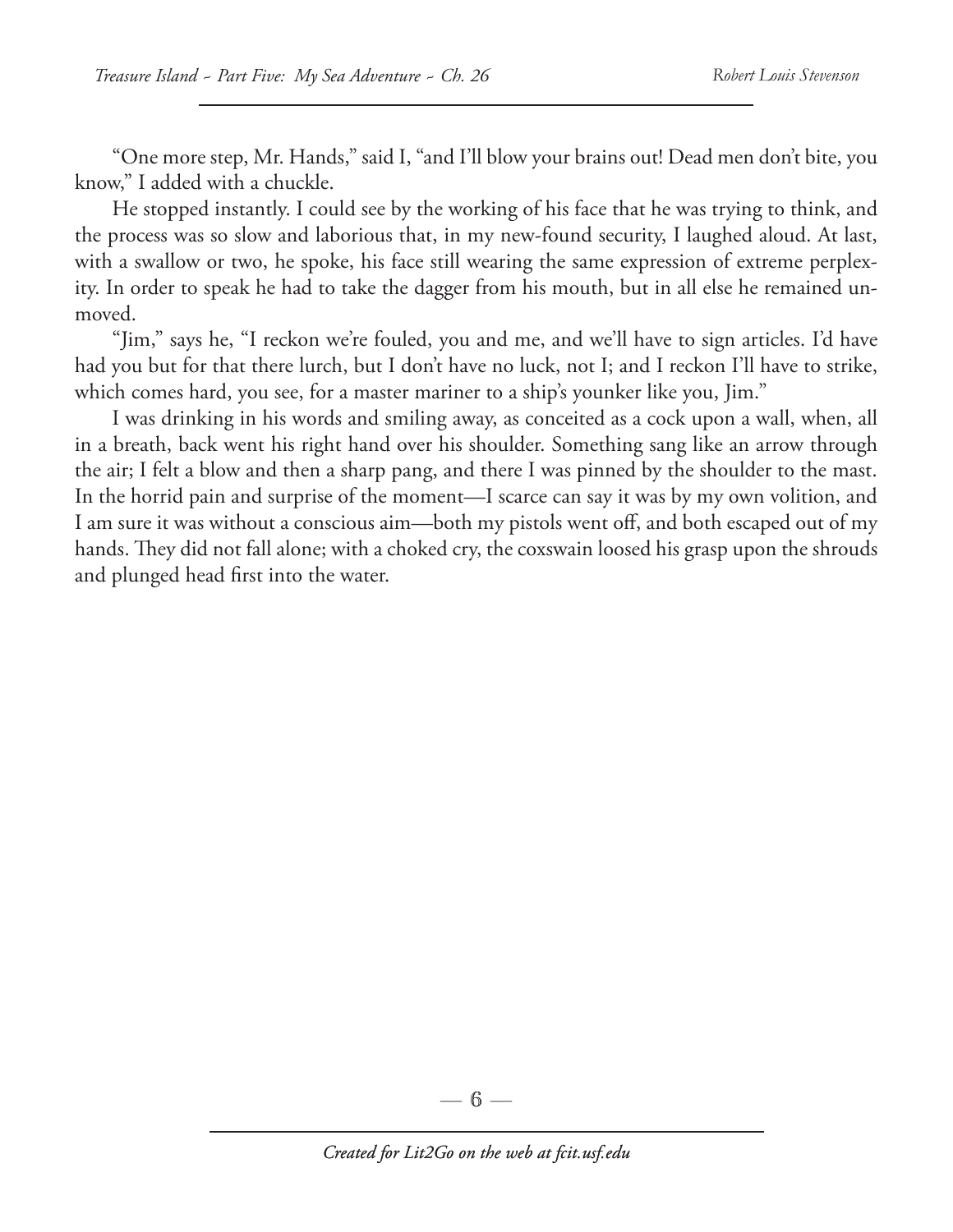"One more step, Mr. Hands," said I, "and I'll blow your brains out! Dead men don't bite, you know," I added with a chuckle.

He stopped instantly. I could see by the working of his face that he was trying to think, and the process was so slow and laborious that, in my new-found security, I laughed aloud. At last, with a swallow or two, he spoke, his face still wearing the same expression of extreme perplexity. In order to speak he had to take the dagger from his mouth, but in all else he remained unmoved.

"Jim," says he, "I reckon we're fouled, you and me, and we'll have to sign articles. I'd have had you but for that there lurch, but I don't have no luck, not I; and I reckon I'll have to strike, which comes hard, you see, for a master mariner to a ship's younker like you, Jim."

I was drinking in his words and smiling away, as conceited as a cock upon a wall, when, all in a breath, back went his right hand over his shoulder. Something sang like an arrow through the air; I felt a blow and then a sharp pang, and there I was pinned by the shoulder to the mast. In the horrid pain and surprise of the moment—I scarce can say it was by my own volition, and I am sure it was without a conscious aim—both my pistols went off, and both escaped out of my hands. They did not fall alone; with a choked cry, the coxswain loosed his grasp upon the shrouds and plunged head first into the water.